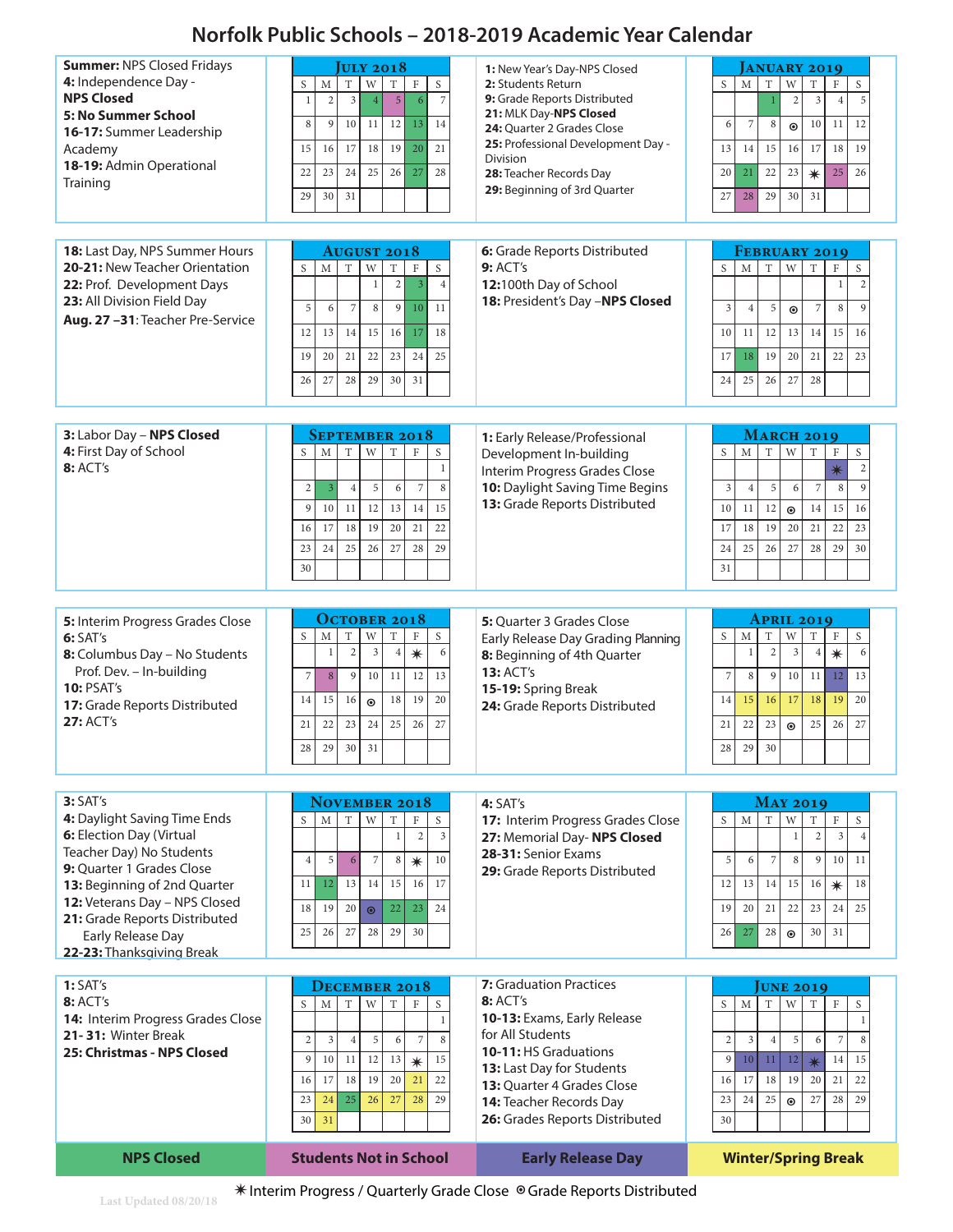# Norfolk Public Schools – 2018-2019 Academic Year Calendar

**Summer:** NPS Closed Fridays
**4:** Independence Day - **NPS Closed**
**5: No Summer School**
**16-17:** Summer Leadership Academy
**18-19:** Admin Operational Training

**July 2018**

| S | M | T | W | T | F | S |
|---|---|---|---|---|---|---|
| 1 | 2 | 3 | 4 | 5 | 6 | 7 |
| 8 | 9 | 10 | 11 | 12 | 13 | 14 |
| 15 | 16 | 17 | 18 | 19 | 20 | 21 |
| 22 | 23 | 24 | 25 | 26 | 27 | 28 |
| 29 | 30 | 31 | | | | |

**1:** New Year's Day-NPS Closed
**2:** Students Return
**9:** Grade Reports Distributed
**21:** MLK Day-**NPS Closed**
**24:** Quarter 2 Grades Close
**25:** Professional Development Day - Division
**28:** Teacher Records Day
**29:** Beginning of 3rd Quarter

**January 2019**

| S | M | T | W | T | F | S |
|---|---|---|---|---|---|---|
| | | 1 | 2 | 3 | 4 | 5 |
| 6 | 7 | 8 | ⊙ | 10 | 11 | 12 |
| 13 | 14 | 15 | 16 | 17 | 18 | 19 |
| 20 | 21 | 22 | 23 | ✷ | 25 | 26 |
| 27 | 28 | 29 | 30 | 31 | | |

**18:** Last Day, NPS Summer Hours
**20-21:** New Teacher Orientation
**22:** Prof. Development Days
**23:** All Division Field Day
**Aug. 27 –31:** Teacher Pre-Service

**August 2018**

| S | M | T | W | T | F | S |
|---|---|---|---|---|---|---|
| | | | 1 | 2 | 3 | 4 |
| 5 | 6 | 7 | 8 | 9 | 10 | 11 |
| 12 | 13 | 14 | 15 | 16 | 17 | 18 |
| 19 | 20 | 21 | 22 | 23 | 24 | 25 |
| 26 | 27 | 28 | 29 | 30 | 31 | |

**6:** Grade Reports Distributed
**9:** ACT's
**12:**100th Day of School
**18:** President's Day –**NPS Closed**

**February 2019**

| S | M | T | W | T | F | S |
|---|---|---|---|---|---|---|
| | | | | | 1 | 2 |
| 3 | 4 | 5 | ⊙ | 7 | 8 | 9 |
| 10 | 11 | 12 | 13 | 14 | 15 | 16 |
| 17 | 18 | 19 | 20 | 21 | 22 | 23 |
| 24 | 25 | 26 | 27 | 28 | | |

**3:** Labor Day – **NPS Closed**
**4:** First Day of School
**8:** ACT's

**September 2018**

| S | M | T | W | T | F | S |
|---|---|---|---|---|---|---|
| | | | | | | 1 |
| 2 | 3 | 4 | 5 | 6 | 7 | 8 |
| 9 | 10 | 11 | 12 | 13 | 14 | 15 |
| 16 | 17 | 18 | 19 | 20 | 21 | 22 |
| 23 | 24 | 25 | 26 | 27 | 28 | 29 |
| 30 | | | | | | |

**1:** Early Release/Professional Development In-building Interim Progress Grades Close
**10:** Daylight Saving Time Begins
**13:** Grade Reports Distributed

**March 2019**

| S | M | T | W | T | F | S |
|---|---|---|---|---|---|---|
| | | | | | ✷ | 2 |
| 3 | 4 | 5 | 6 | 7 | 8 | 9 |
| 10 | 11 | 12 | ⊙ | 14 | 15 | 16 |
| 17 | 18 | 19 | 20 | 21 | 22 | 23 |
| 24 | 25 | 26 | 27 | 28 | 29 | 30 |
| 31 | | | | | | |

**5:** Interim Progress Grades Close
**6:** SAT's
**8:** Columbus Day – No Students Prof. Dev. – In-building
**10:** PSAT's
**17:** Grade Reports Distributed
**27:** ACT's

**October 2018**

| S | M | T | W | T | F | S |
|---|---|---|---|---|---|---|
| | 1 | 2 | 3 | 4 | ✷ | 6 |
| 7 | 8 | 9 | 10 | 11 | 12 | 13 |
| 14 | 15 | 16 | ⊙ | 18 | 19 | 20 |
| 21 | 22 | 23 | 24 | 25 | 26 | 27 |
| 28 | 29 | 30 | 31 | | | |

**5:** Quarter 3 Grades Close Early Release Day Grading Planning
**8:** Beginning of 4th Quarter
**13:** ACT's
**15-19:** Spring Break
**24:** Grade Reports Distributed

**April 2019**

| S | M | T | W | T | F | S |
|---|---|---|---|---|---|---|
| | 1 | 2 | 3 | 4 | ✷ | 6 |
| 7 | 8 | 9 | 10 | 11 | 12 | 13 |
| 14 | 15 | 16 | 17 | 18 | 19 | 20 |
| 21 | 22 | 23 | ⊙ | 25 | 26 | 27 |
| 28 | 29 | 30 | | | | |

**3:** SAT's
**4:** Daylight Saving Time Ends
**6:** Election Day (Virtual Teacher Day) No Students
**9:** Quarter 1 Grades Close
**13:** Beginning of 2nd Quarter
**12:** Veterans Day – NPS Closed
**21:** Grade Reports Distributed Early Release Day
**22-23:** Thanksgiving Break

**November 2018**

| S | M | T | W | T | F | S |
|---|---|---|---|---|---|---|
| | | | | 1 | 2 | 3 |
| 4 | 5 | 6 | 7 | 8 | ✷ | 10 |
| 11 | 12 | 13 | 14 | 15 | 16 | 17 |
| 18 | 19 | 20 | ⊙ | 22 | 23 | 24 |
| 25 | 26 | 27 | 28 | 29 | 30 | |

**4:** SAT's
**17:** Interim Progress Grades Close
**27:** Memorial Day- **NPS Closed**
**28-31:** Senior Exams
**29:** Grade Reports Distributed

**May 2019**

| S | M | T | W | T | F | S |
|---|---|---|---|---|---|---|
| | | | 1 | 2 | 3 | 4 |
| 5 | 6 | 7 | 8 | 9 | 10 | 11 |
| 12 | 13 | 14 | 15 | 16 | ✷ | 18 |
| 19 | 20 | 21 | 22 | 23 | 24 | 25 |
| 26 | 27 | 28 | ⊙ | 30 | 31 | |

**1:** SAT's
**8:** ACT's
**14:** Interim Progress Grades Close
**21- 31:** Winter Break
**25: Christmas - NPS Closed**

**December 2018**

| S | M | T | W | T | F | S |
|---|---|---|---|---|---|---|
| | | | | | | 1 |
| 2 | 3 | 4 | 5 | 6 | 7 | 8 |
| 9 | 10 | 11 | 12 | 13 | ✷ | 15 |
| 16 | 17 | 18 | 19 | 20 | 21 | 22 |
| 23 | 24 | 25 | 26 | 27 | 28 | 29 |
| 30 | 31 | | | | | |

**7:** Graduation Practices
**8:** ACT's
**10-13:** Exams, Early Release for All Students
**10-11:** HS Graduations
**13:** Last Day for Students
**13:** Quarter 4 Grades Close
**14:** Teacher Records Day
**26:** Grades Reports Distributed

**June 2019**

| S | M | T | W | T | F | S |
|---|---|---|---|---|---|---|
| | | | | | | 1 |
| 2 | 3 | 4 | 5 | 6 | 7 | 8 |
| 9 | 10 | 11 | 12 | ✷ | 14 | 15 |
| 16 | 17 | 18 | 19 | 20 | 21 | 22 |
| 23 | 24 | 25 | ⊙ | 27 | 28 | 29 |
| 30 | | | | | | |

| NPS Closed | Students Not in School | Early Release Day | Winter/Spring Break |
|---|---|---|---|

✷ Interim Progress / Quarterly Grade Close ⊙ Grade Reports Distributed

Last Updated 08/20/18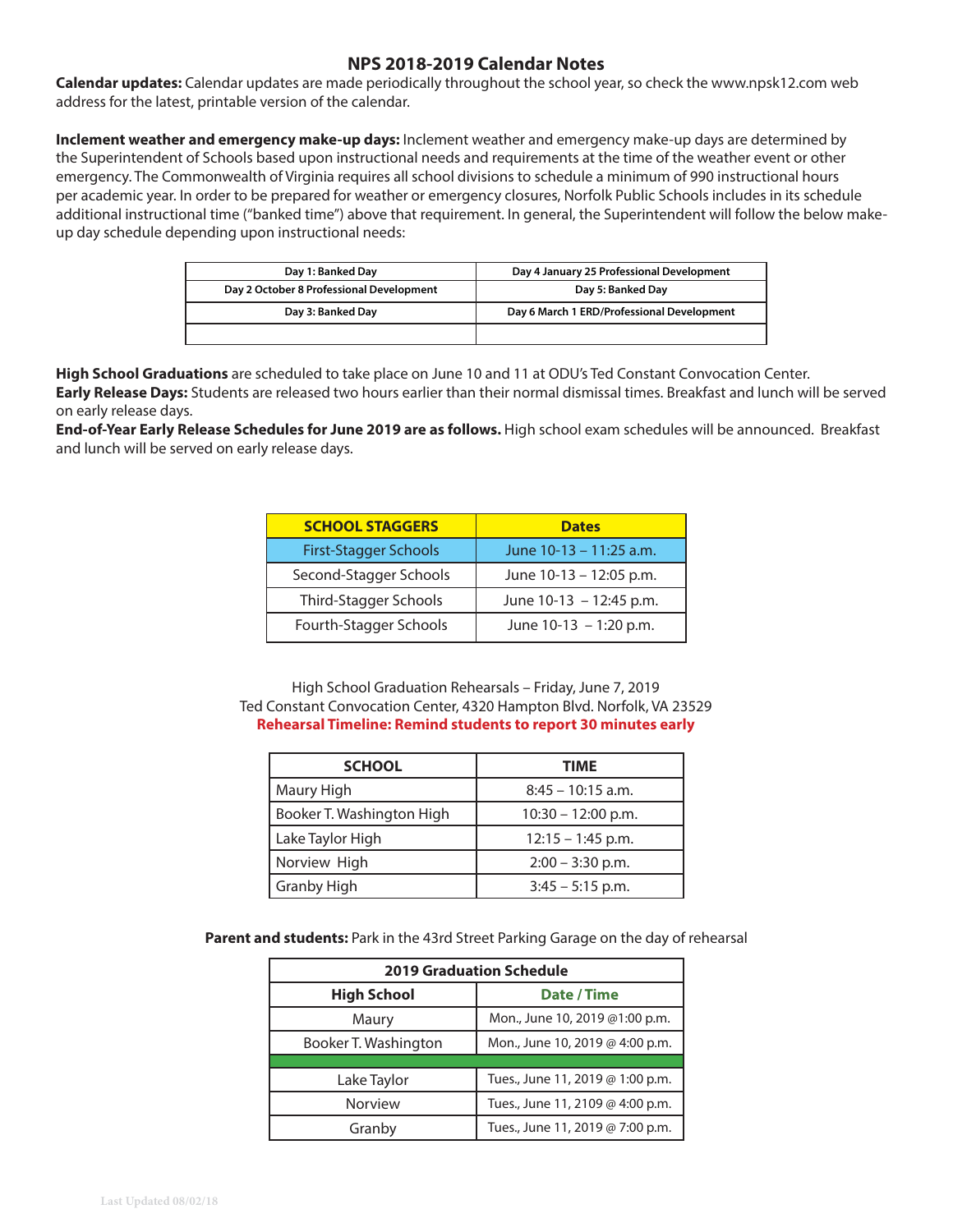# NPS 2018-2019 Calendar Notes

**Calendar updates:** Calendar updates are made periodically throughout the school year, so check the www.npsk12.com web address for the latest, printable version of the calendar.

**Inclement weather and emergency make-up days:** Inclement weather and emergency make-up days are determined by the Superintendent of Schools based upon instructional needs and requirements at the time of the weather event or other emergency. The Commonwealth of Virginia requires all school divisions to schedule a minimum of 990 instructional hours per academic year. In order to be prepared for weather or emergency closures, Norfolk Public Schools includes in its schedule additional instructional time ("banked time") above that requirement. In general, the Superintendent will follow the below make-up day schedule depending upon instructional needs:

| | |
|---|---|
| Day 1: Banked Day | Day 4 January 25 Professional Development |
| Day 2 October 8 Professional Development | Day 5: Banked Day |
| Day 3: Banked Day | Day 6 March 1 ERD/Professional Development |
| | |

**High School Graduations** are scheduled to take place on June 10 and 11 at ODU's Ted Constant Convocation Center.
**Early Release Days:** Students are released two hours earlier than their normal dismissal times. Breakfast and lunch will be served on early release days.
**End-of-Year Early Release Schedules for June 2019 are as follows.** High school exam schedules will be announced. Breakfast and lunch will be served on early release days.

| SCHOOL STAGGERS | Dates |
|---|---|
| First-Stagger Schools | June 10-13 – 11:25 a.m. |
| Second-Stagger Schools | June 10-13 – 12:05 p.m. |
| Third-Stagger Schools | June 10-13 – 12:45 p.m. |
| Fourth-Stagger Schools | June 10-13 – 1:20 p.m. |

High School Graduation Rehearsals – Friday, June 7, 2019
Ted Constant Convocation Center, 4320 Hampton Blvd. Norfolk, VA 23529
**Rehearsal Timeline: Remind students to report 30 minutes early**

| SCHOOL | TIME |
|---|---|
| Maury High | 8:45 – 10:15 a.m. |
| Booker T. Washington High | 10:30 – 12:00 p.m. |
| Lake Taylor High | 12:15 – 1:45 p.m. |
| Norview High | 2:00 – 3:30 p.m. |
| Granby High | 3:45 – 5:15 p.m. |

**Parent and students:** Park in the 43rd Street Parking Garage on the day of rehearsal

| 2019 Graduation Schedule | |
|---|---|
| **High School** | **Date / Time** |
| Maury | Mon., June 10, 2019 @1:00 p.m. |
| Booker T. Washington | Mon., June 10, 2019 @ 4:00 p.m. |
| | |
| Lake Taylor | Tues., June 11, 2019 @ 1:00 p.m. |
| Norview | Tues., June 11, 2109 @ 4:00 p.m. |
| Granby | Tues., June 11, 2019 @ 7:00 p.m. |

Last Updated 08/02/18